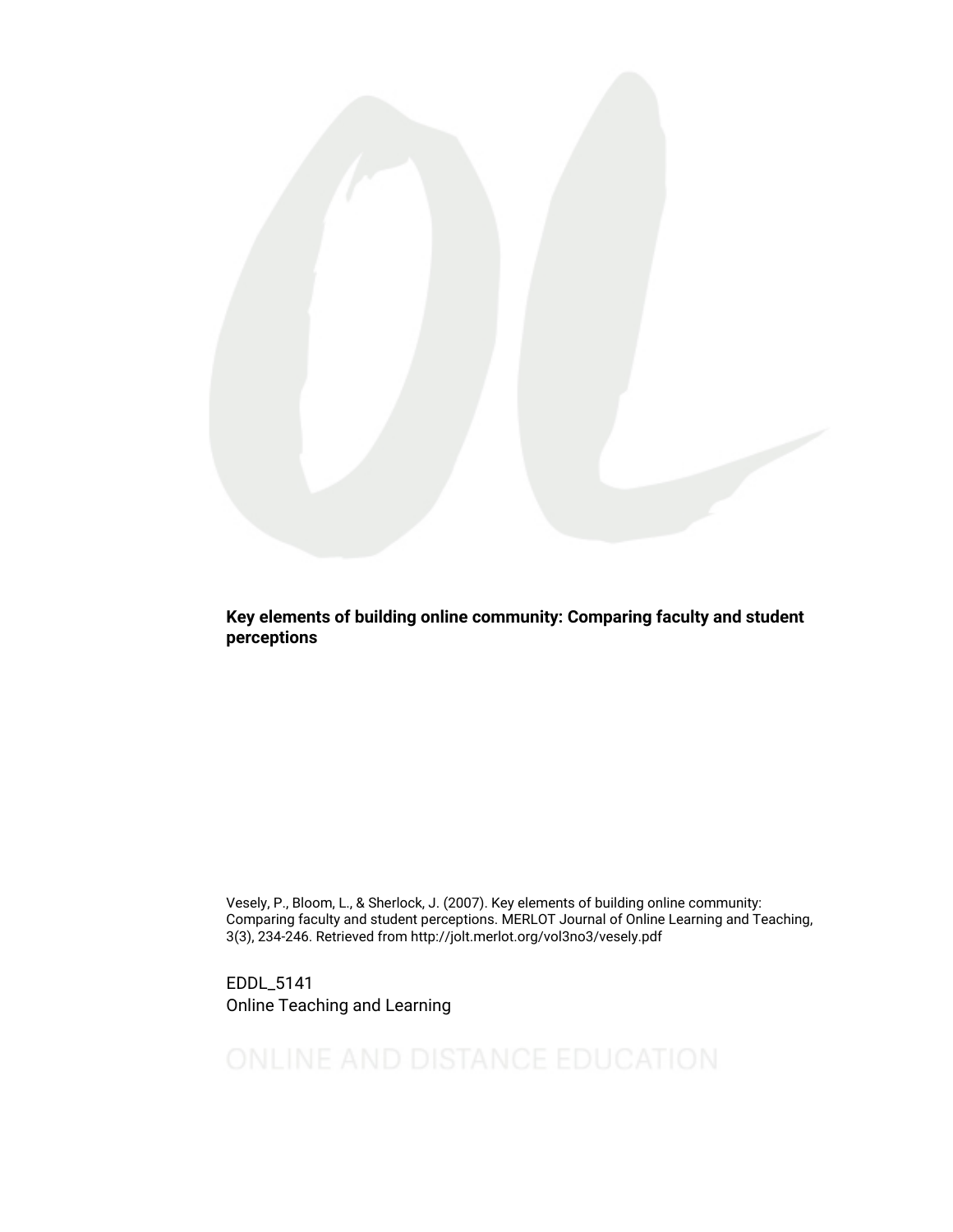**Key elements of building online community: Comparing faculty and student perceptions**

Vesely, P., Bloom, L., & Sherlock, J. (2007). Key elements of building online community: Comparing faculty and student perceptions. MERLOT Journal of Online Learning and Teaching, 3(3), 234-246. Retrieved from http://jolt.merlot.org/vol3no3/vesely.pdf

EDDL_5141
Online Teaching and Learning

ONLINE AND DISTANCE EDUCATION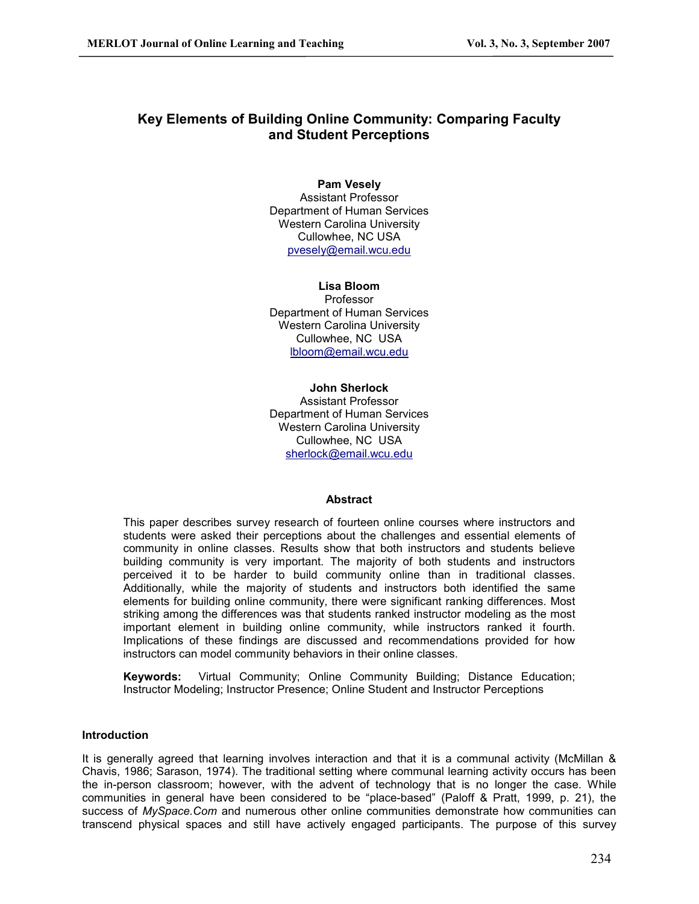# Key Elements of Building Online Community: Comparing Faculty and Student Perceptions

**Pam Vesely**
Assistant Professor
Department of Human Services
Western Carolina University
Cullowhee, NC USA
pvesely@email.wcu.edu

**Lisa Bloom**
Professor
Department of Human Services
Western Carolina University
Cullowhee, NC USA
lbloom@email.wcu.edu

**John Sherlock**
Assistant Professor
Department of Human Services
Western Carolina University
Cullowhee, NC USA
sherlock@email.wcu.edu

## Abstract

This paper describes survey research of fourteen online courses where instructors and students were asked their perceptions about the challenges and essential elements of community in online classes. Results show that both instructors and students believe building community is very important. The majority of both students and instructors perceived it to be harder to build community online than in traditional classes. Additionally, while the majority of students and instructors both identified the same elements for building online community, there were significant ranking differences. Most striking among the differences was that students ranked instructor modeling as the most important element in building online community, while instructors ranked it fourth. Implications of these findings are discussed and recommendations provided for how instructors can model community behaviors in their online classes.

**Keywords:** Virtual Community; Online Community Building; Distance Education; Instructor Modeling; Instructor Presence; Online Student and Instructor Perceptions

## Introduction

It is generally agreed that learning involves interaction and that it is a communal activity (McMillan & Chavis, 1986; Sarason, 1974). The traditional setting where communal learning activity occurs has been the in-person classroom; however, with the advent of technology that is no longer the case. While communities in general have been considered to be "place-based" (Paloff & Pratt, 1999, p. 21), the success of *MySpace.Com* and numerous other online communities demonstrate how communities can transcend physical spaces and still have actively engaged participants. The purpose of this survey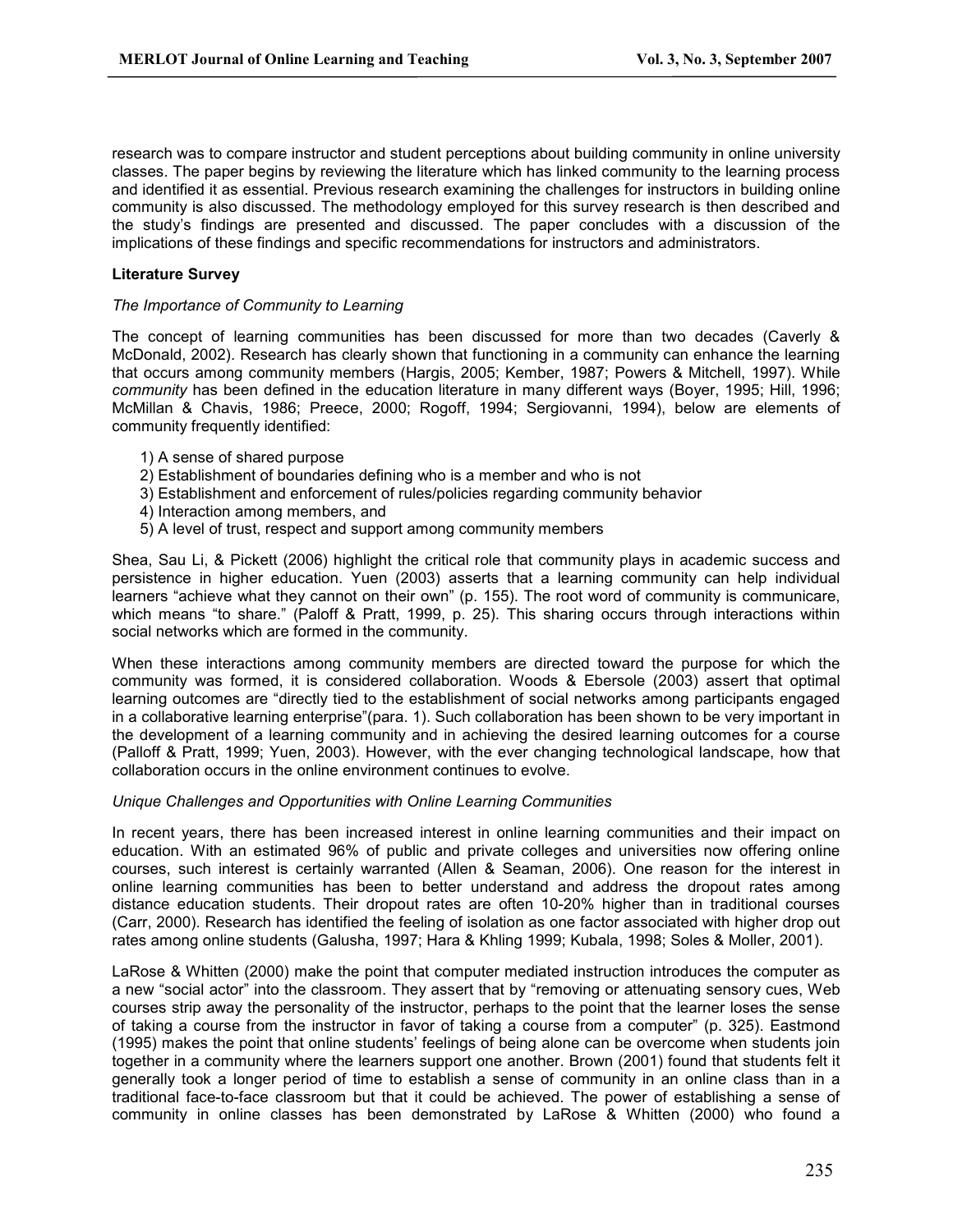research was to compare instructor and student perceptions about building community in online university classes. The paper begins by reviewing the literature which has linked community to the learning process and identified it as essential. Previous research examining the challenges for instructors in building online community is also discussed. The methodology employed for this survey research is then described and the study's findings are presented and discussed. The paper concludes with a discussion of the implications of these findings and specific recommendations for instructors and administrators.

## Literature Survey

### *The Importance of Community to Learning*

The concept of learning communities has been discussed for more than two decades (Caverly & McDonald, 2002). Research has clearly shown that functioning in a community can enhance the learning that occurs among community members (Hargis, 2005; Kember, 1987; Powers & Mitchell, 1997). While *community* has been defined in the education literature in many different ways (Boyer, 1995; Hill, 1996; McMillan & Chavis, 1986; Preece, 2000; Rogoff, 1994; Sergiovanni, 1994), below are elements of community frequently identified:

1) A sense of shared purpose
2) Establishment of boundaries defining who is a member and who is not
3) Establishment and enforcement of rules/policies regarding community behavior
4) Interaction among members, and
5) A level of trust, respect and support among community members

Shea, Sau Li, & Pickett (2006) highlight the critical role that community plays in academic success and persistence in higher education. Yuen (2003) asserts that a learning community can help individual learners "achieve what they cannot on their own" (p. 155). The root word of community is communicare, which means "to share." (Paloff & Pratt, 1999, p. 25). This sharing occurs through interactions within social networks which are formed in the community.

When these interactions among community members are directed toward the purpose for which the community was formed, it is considered collaboration. Woods & Ebersole (2003) assert that optimal learning outcomes are "directly tied to the establishment of social networks among participants engaged in a collaborative learning enterprise"(para. 1). Such collaboration has been shown to be very important in the development of a learning community and in achieving the desired learning outcomes for a course (Palloff & Pratt, 1999; Yuen, 2003). However, with the ever changing technological landscape, how that collaboration occurs in the online environment continues to evolve.

### *Unique Challenges and Opportunities with Online Learning Communities*

In recent years, there has been increased interest in online learning communities and their impact on education. With an estimated 96% of public and private colleges and universities now offering online courses, such interest is certainly warranted (Allen & Seaman, 2006). One reason for the interest in online learning communities has been to better understand and address the dropout rates among distance education students. Their dropout rates are often 10-20% higher than in traditional courses (Carr, 2000). Research has identified the feeling of isolation as one factor associated with higher drop out rates among online students (Galusha, 1997; Hara & Khling 1999; Kubala, 1998; Soles & Moller, 2001).

LaRose & Whitten (2000) make the point that computer mediated instruction introduces the computer as a new "social actor" into the classroom. They assert that by "removing or attenuating sensory cues, Web courses strip away the personality of the instructor, perhaps to the point that the learner loses the sense of taking a course from the instructor in favor of taking a course from a computer" (p. 325). Eastmond (1995) makes the point that online students' feelings of being alone can be overcome when students join together in a community where the learners support one another. Brown (2001) found that students felt it generally took a longer period of time to establish a sense of community in an online class than in a traditional face-to-face classroom but that it could be achieved. The power of establishing a sense of community in online classes has been demonstrated by LaRose & Whitten (2000) who found a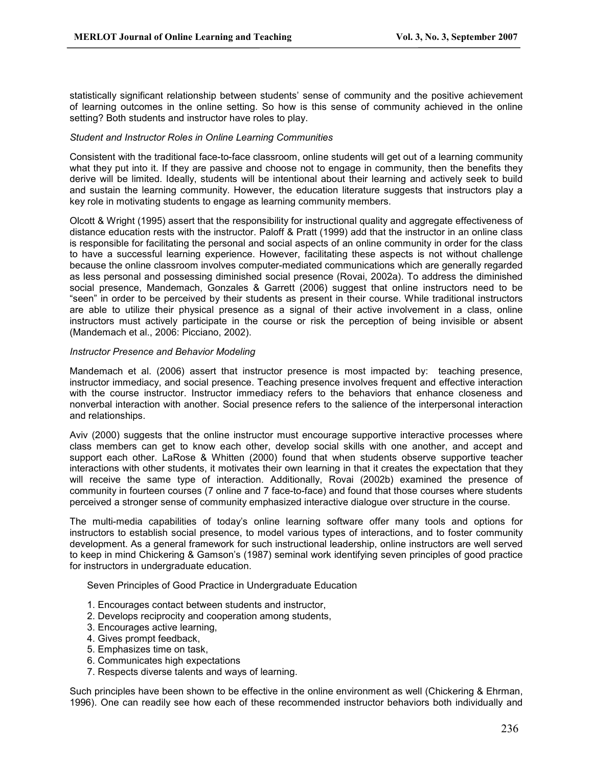statistically significant relationship between students' sense of community and the positive achievement of learning outcomes in the online setting. So how is this sense of community achieved in the online setting? Both students and instructor have roles to play.

*Student and Instructor Roles in Online Learning Communities*

Consistent with the traditional face-to-face classroom, online students will get out of a learning community what they put into it. If they are passive and choose not to engage in community, then the benefits they derive will be limited. Ideally, students will be intentional about their learning and actively seek to build and sustain the learning community. However, the education literature suggests that instructors play a key role in motivating students to engage as learning community members.

Olcott & Wright (1995) assert that the responsibility for instructional quality and aggregate effectiveness of distance education rests with the instructor. Paloff & Pratt (1999) add that the instructor in an online class is responsible for facilitating the personal and social aspects of an online community in order for the class to have a successful learning experience. However, facilitating these aspects is not without challenge because the online classroom involves computer-mediated communications which are generally regarded as less personal and possessing diminished social presence (Rovai, 2002a). To address the diminished social presence, Mandemach, Gonzales & Garrett (2006) suggest that online instructors need to be "seen" in order to be perceived by their students as present in their course. While traditional instructors are able to utilize their physical presence as a signal of their active involvement in a class, online instructors must actively participate in the course or risk the perception of being invisible or absent (Mandemach et al., 2006: Picciano, 2002).

*Instructor Presence and Behavior Modeling*

Mandemach et al. (2006) assert that instructor presence is most impacted by: teaching presence, instructor immediacy, and social presence. Teaching presence involves frequent and effective interaction with the course instructor. Instructor immediacy refers to the behaviors that enhance closeness and nonverbal interaction with another. Social presence refers to the salience of the interpersonal interaction and relationships.

Aviv (2000) suggests that the online instructor must encourage supportive interactive processes where class members can get to know each other, develop social skills with one another, and accept and support each other. LaRose & Whitten (2000) found that when students observe supportive teacher interactions with other students, it motivates their own learning in that it creates the expectation that they will receive the same type of interaction. Additionally, Rovai (2002b) examined the presence of community in fourteen courses (7 online and 7 face-to-face) and found that those courses where students perceived a stronger sense of community emphasized interactive dialogue over structure in the course.

The multi-media capabilities of today's online learning software offer many tools and options for instructors to establish social presence, to model various types of interactions, and to foster community development. As a general framework for such instructional leadership, online instructors are well served to keep in mind Chickering & Gamson's (1987) seminal work identifying seven principles of good practice for instructors in undergraduate education.

Seven Principles of Good Practice in Undergraduate Education

1. Encourages contact between students and instructor,
2. Develops reciprocity and cooperation among students,
3. Encourages active learning,
4. Gives prompt feedback,
5. Emphasizes time on task,
6. Communicates high expectations
7. Respects diverse talents and ways of learning.

Such principles have been shown to be effective in the online environment as well (Chickering & Ehrman, 1996). One can readily see how each of these recommended instructor behaviors both individually and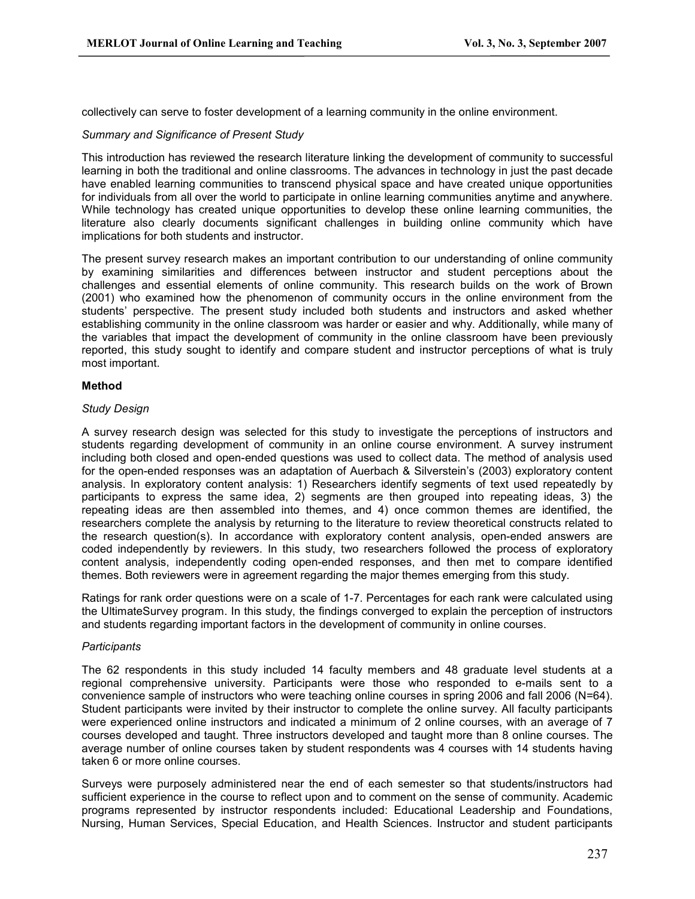collectively can serve to foster development of a learning community in the online environment.

*Summary and Significance of Present Study*

This introduction has reviewed the research literature linking the development of community to successful learning in both the traditional and online classrooms. The advances in technology in just the past decade have enabled learning communities to transcend physical space and have created unique opportunities for individuals from all over the world to participate in online learning communities anytime and anywhere. While technology has created unique opportunities to develop these online learning communities, the literature also clearly documents significant challenges in building online community which have implications for both students and instructor.

The present survey research makes an important contribution to our understanding of online community by examining similarities and differences between instructor and student perceptions about the challenges and essential elements of online community. This research builds on the work of Brown (2001) who examined how the phenomenon of community occurs in the online environment from the students' perspective. The present study included both students and instructors and asked whether establishing community in the online classroom was harder or easier and why. Additionally, while many of the variables that impact the development of community in the online classroom have been previously reported, this study sought to identify and compare student and instructor perceptions of what is truly most important.

**Method**

*Study Design*

A survey research design was selected for this study to investigate the perceptions of instructors and students regarding development of community in an online course environment. A survey instrument including both closed and open-ended questions was used to collect data. The method of analysis used for the open-ended responses was an adaptation of Auerbach & Silverstein's (2003) exploratory content analysis. In exploratory content analysis: 1) Researchers identify segments of text used repeatedly by participants to express the same idea, 2) segments are then grouped into repeating ideas, 3) the repeating ideas are then assembled into themes, and 4) once common themes are identified, the researchers complete the analysis by returning to the literature to review theoretical constructs related to the research question(s). In accordance with exploratory content analysis, open-ended answers are coded independently by reviewers. In this study, two researchers followed the process of exploratory content analysis, independently coding open-ended responses, and then met to compare identified themes. Both reviewers were in agreement regarding the major themes emerging from this study.

Ratings for rank order questions were on a scale of 1-7. Percentages for each rank were calculated using the UltimateSurvey program. In this study, the findings converged to explain the perception of instructors and students regarding important factors in the development of community in online courses.

*Participants*

The 62 respondents in this study included 14 faculty members and 48 graduate level students at a regional comprehensive university. Participants were those who responded to e-mails sent to a convenience sample of instructors who were teaching online courses in spring 2006 and fall 2006 (N=64). Student participants were invited by their instructor to complete the online survey. All faculty participants were experienced online instructors and indicated a minimum of 2 online courses, with an average of 7 courses developed and taught. Three instructors developed and taught more than 8 online courses. The average number of online courses taken by student respondents was 4 courses with 14 students having taken 6 or more online courses.

Surveys were purposely administered near the end of each semester so that students/instructors had sufficient experience in the course to reflect upon and to comment on the sense of community. Academic programs represented by instructor respondents included: Educational Leadership and Foundations, Nursing, Human Services, Special Education, and Health Sciences. Instructor and student participants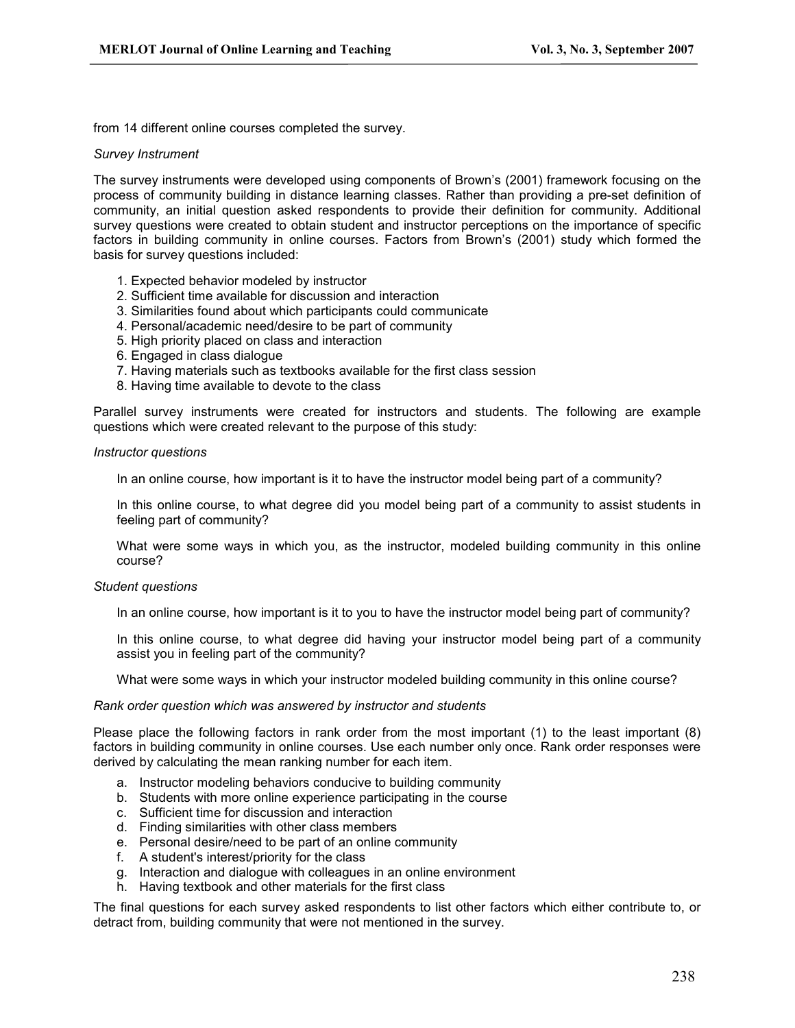from 14 different online courses completed the survey.

*Survey Instrument*

The survey instruments were developed using components of Brown's (2001) framework focusing on the process of community building in distance learning classes. Rather than providing a pre-set definition of community, an initial question asked respondents to provide their definition for community. Additional survey questions were created to obtain student and instructor perceptions on the importance of specific factors in building community in online courses. Factors from Brown's (2001) study which formed the basis for survey questions included:

1. Expected behavior modeled by instructor
2. Sufficient time available for discussion and interaction
3. Similarities found about which participants could communicate
4. Personal/academic need/desire to be part of community
5. High priority placed on class and interaction
6. Engaged in class dialogue
7. Having materials such as textbooks available for the first class session
8. Having time available to devote to the class

Parallel survey instruments were created for instructors and students. The following are example questions which were created relevant to the purpose of this study:

*Instructor questions*

In an online course, how important is it to have the instructor model being part of a community?

In this online course, to what degree did you model being part of a community to assist students in feeling part of community?

What were some ways in which you, as the instructor, modeled building community in this online course?

*Student questions*

In an online course, how important is it to you to have the instructor model being part of community?

In this online course, to what degree did having your instructor model being part of a community assist you in feeling part of the community?

What were some ways in which your instructor modeled building community in this online course?

*Rank order question which was answered by instructor and students*

Please place the following factors in rank order from the most important (1) to the least important (8) factors in building community in online courses. Use each number only once. Rank order responses were derived by calculating the mean ranking number for each item.

a. Instructor modeling behaviors conducive to building community
b. Students with more online experience participating in the course
c. Sufficient time for discussion and interaction
d. Finding similarities with other class members
e. Personal desire/need to be part of an online community
f. A student's interest/priority for the class
g. Interaction and dialogue with colleagues in an online environment
h. Having textbook and other materials for the first class

The final questions for each survey asked respondents to list other factors which either contribute to, or detract from, building community that were not mentioned in the survey.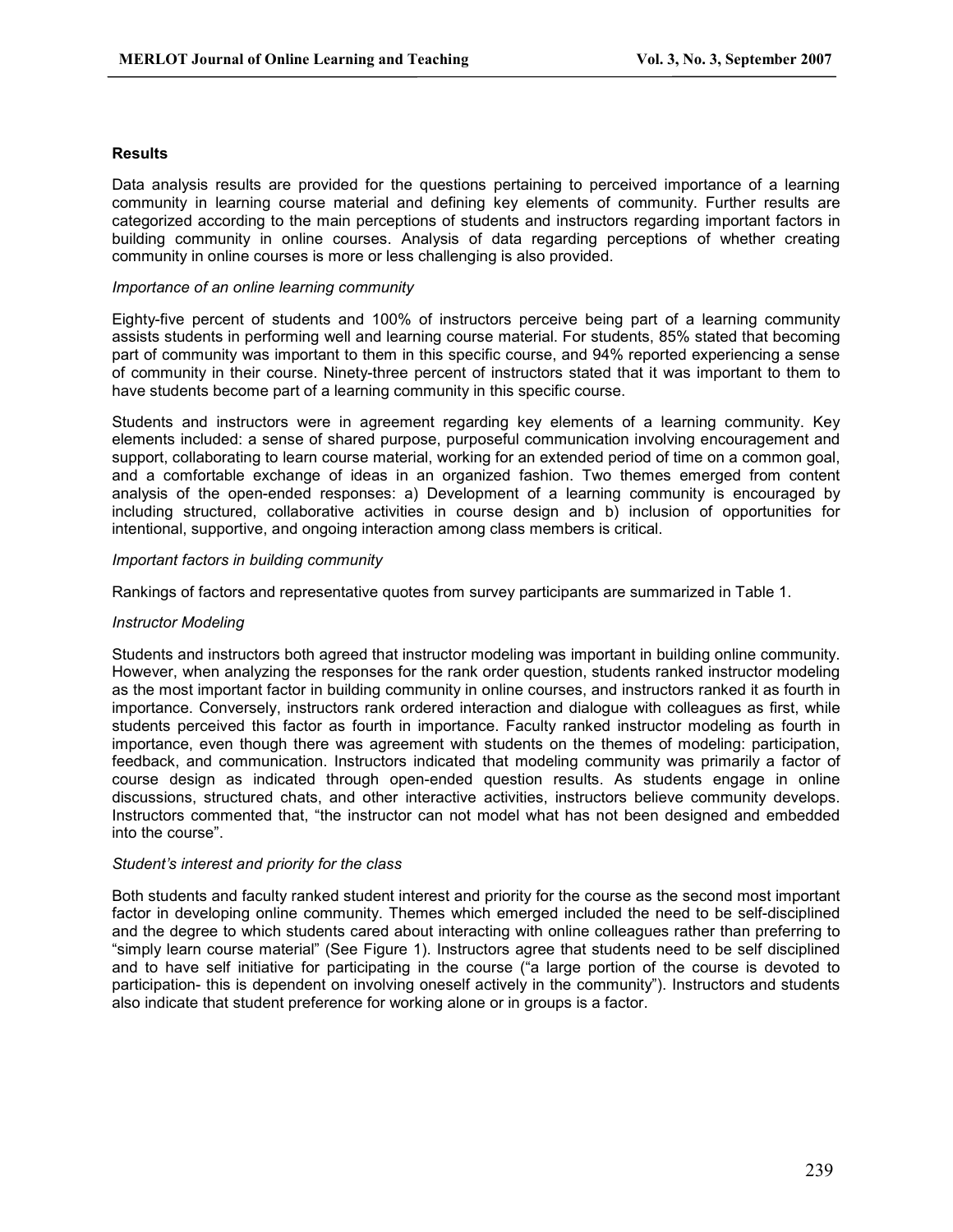## Results

Data analysis results are provided for the questions pertaining to perceived importance of a learning community in learning course material and defining key elements of community. Further results are categorized according to the main perceptions of students and instructors regarding important factors in building community in online courses. Analysis of data regarding perceptions of whether creating community in online courses is more or less challenging is also provided.

### *Importance of an online learning community*

Eighty-five percent of students and 100% of instructors perceive being part of a learning community assists students in performing well and learning course material. For students, 85% stated that becoming part of community was important to them in this specific course, and 94% reported experiencing a sense of community in their course. Ninety-three percent of instructors stated that it was important to them to have students become part of a learning community in this specific course.

Students and instructors were in agreement regarding key elements of a learning community. Key elements included: a sense of shared purpose, purposeful communication involving encouragement and support, collaborating to learn course material, working for an extended period of time on a common goal, and a comfortable exchange of ideas in an organized fashion. Two themes emerged from content analysis of the open-ended responses: a) Development of a learning community is encouraged by including structured, collaborative activities in course design and b) inclusion of opportunities for intentional, supportive, and ongoing interaction among class members is critical.

### *Important factors in building community*

Rankings of factors and representative quotes from survey participants are summarized in Table 1.

### *Instructor Modeling*

Students and instructors both agreed that instructor modeling was important in building online community. However, when analyzing the responses for the rank order question, students ranked instructor modeling as the most important factor in building community in online courses, and instructors ranked it as fourth in importance. Conversely, instructors rank ordered interaction and dialogue with colleagues as first, while students perceived this factor as fourth in importance. Faculty ranked instructor modeling as fourth in importance, even though there was agreement with students on the themes of modeling: participation, feedback, and communication. Instructors indicated that modeling community was primarily a factor of course design as indicated through open-ended question results. As students engage in online discussions, structured chats, and other interactive activities, instructors believe community develops. Instructors commented that, "the instructor can not model what has not been designed and embedded into the course".

### *Student's interest and priority for the class*

Both students and faculty ranked student interest and priority for the course as the second most important factor in developing online community. Themes which emerged included the need to be self-disciplined and the degree to which students cared about interacting with online colleagues rather than preferring to "simply learn course material" (See Figure 1). Instructors agree that students need to be self disciplined and to have self initiative for participating in the course ("a large portion of the course is devoted to participation- this is dependent on involving oneself actively in the community"). Instructors and students also indicate that student preference for working alone or in groups is a factor.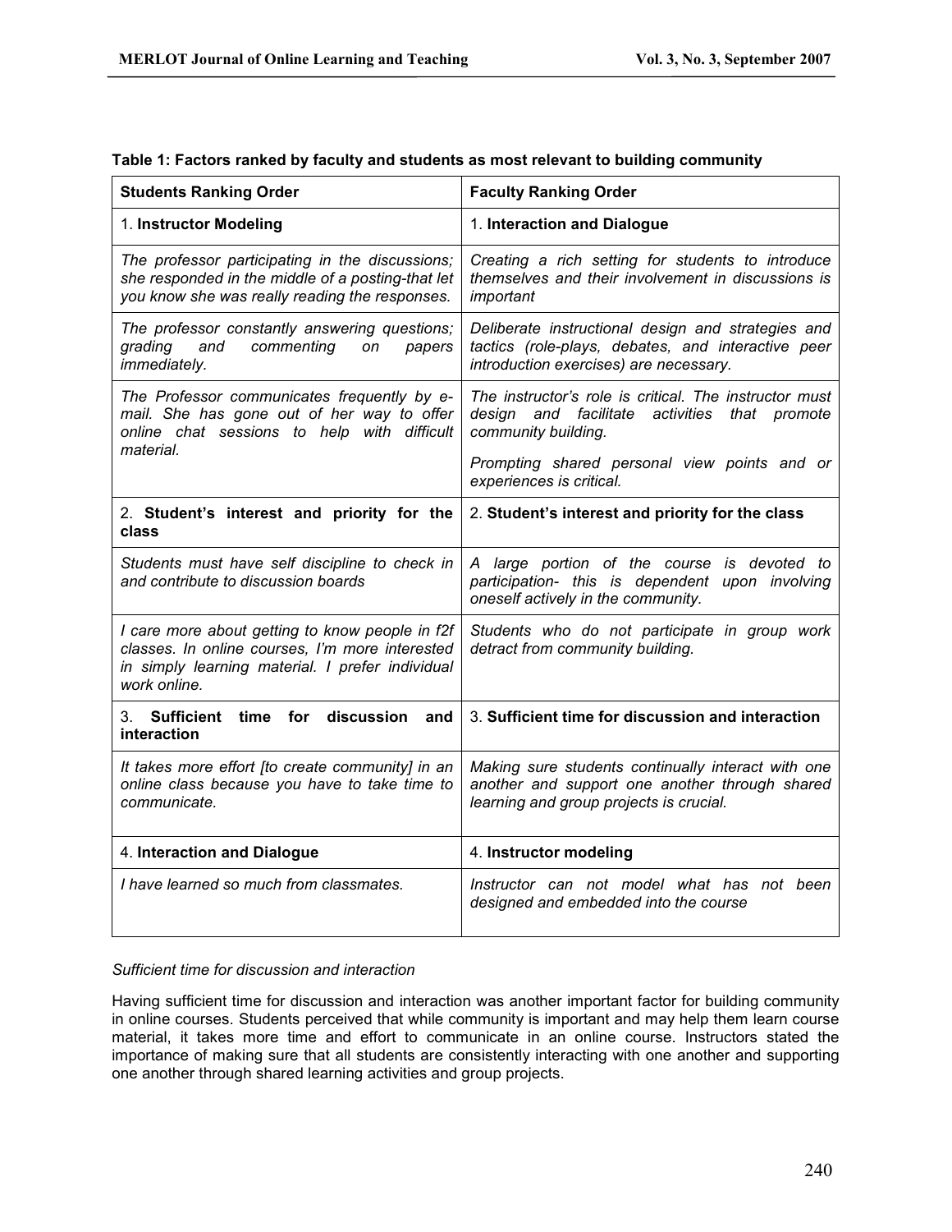**Table 1: Factors ranked by faculty and students as most relevant to building community**

| Students Ranking Order | Faculty Ranking Order |
|---|---|
| 1. **Instructor Modeling** | 1. **Interaction and Dialogue** |
| *The professor participating in the discussions; she responded in the middle of a posting-that let you know she was really reading the responses.* | *Creating a rich setting for students to introduce themselves and their involvement in discussions is important* |
| *The professor constantly answering questions; grading and commenting on papers immediately.* | *Deliberate instructional design and strategies and tactics (role-plays, debates, and interactive peer introduction exercises) are necessary.* |
| *The Professor communicates frequently by e-mail. She has gone out of her way to offer online chat sessions to help with difficult material.* | *The instructor's role is critical. The instructor must design and facilitate activities that promote community building.* *Prompting shared personal view points and or experiences is critical.* |
| 2. **Student's interest and priority for the class** | 2. **Student's interest and priority for the class** |
| *Students must have self discipline to check in and contribute to discussion boards* | *A large portion of the course is devoted to participation- this is dependent upon involving oneself actively in the community.* |
| *I care more about getting to know people in f2f classes. In online courses, I'm more interested in simply learning material. I prefer individual work online.* | *Students who do not participate in group work detract from community building.* |
| 3. **Sufficient time for discussion and interaction** | 3. **Sufficient time for discussion and interaction** |
| *It takes more effort [to create community] in an online class because you have to take time to communicate.* | *Making sure students continually interact with one another and support one another through shared learning and group projects is crucial.* |
| 4. **Interaction and Dialogue** | 4. **Instructor modeling** |
| *I have learned so much from classmates.* | *Instructor can not model what has not been designed and embedded into the course* |

*Sufficient time for discussion and interaction*

Having sufficient time for discussion and interaction was another important factor for building community in online courses. Students perceived that while community is important and may help them learn course material, it takes more time and effort to communicate in an online course. Instructors stated the importance of making sure that all students are consistently interacting with one another and supporting one another through shared learning activities and group projects.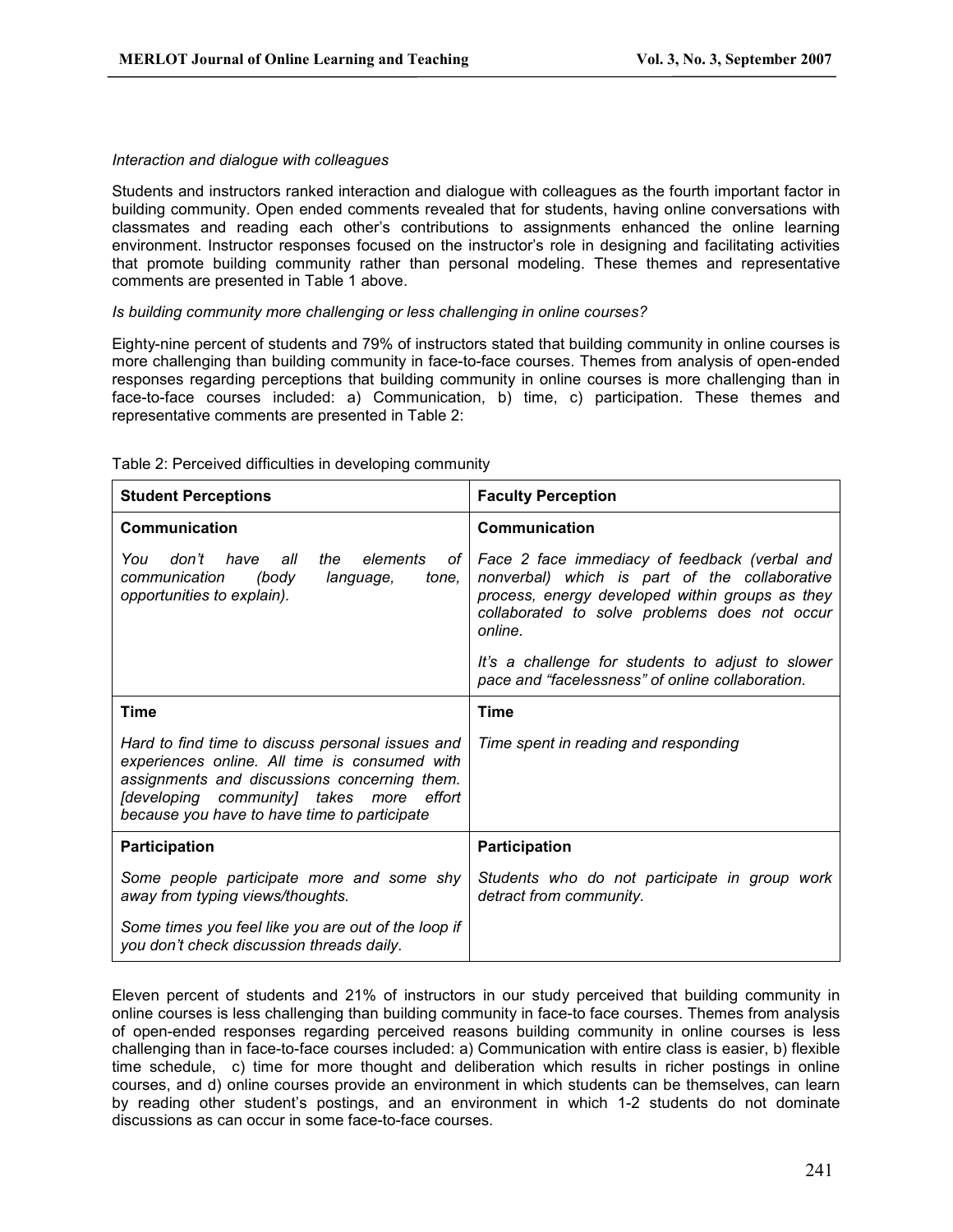*Interaction and dialogue with colleagues*

Students and instructors ranked interaction and dialogue with colleagues as the fourth important factor in building community. Open ended comments revealed that for students, having online conversations with classmates and reading each other's contributions to assignments enhanced the online learning environment. Instructor responses focused on the instructor's role in designing and facilitating activities that promote building community rather than personal modeling. These themes and representative comments are presented in Table 1 above.

*Is building community more challenging or less challenging in online courses?*

Eighty-nine percent of students and 79% of instructors stated that building community in online courses is more challenging than building community in face-to-face courses. Themes from analysis of open-ended responses regarding perceptions that building community in online courses is more challenging than in face-to-face courses included: a) Communication, b) time, c) participation. These themes and representative comments are presented in Table 2:

Table 2: Perceived difficulties in developing community

| **Student Perceptions** | **Faculty Perception** |
|---|---|
| **Communication** | **Communication** |
| *You don't have all the elements of communication (body language, tone, opportunities to explain).* | *Face 2 face immediacy of feedback (verbal and nonverbal) which is part of the collaborative process, energy developed within groups as they collaborated to solve problems does not occur online.*<br><br>*It's a challenge for students to adjust to slower pace and "facelessness" of online collaboration.* |
| **Time** | **Time** |
| *Hard to find time to discuss personal issues and experiences online. All time is consumed with assignments and discussions concerning them. [developing community] takes more effort because you have to have time to participate* | *Time spent in reading and responding* |
| **Participation** | **Participation** |
| *Some people participate more and some shy away from typing views/thoughts.*<br><br>*Some times you feel like you are out of the loop if you don't check discussion threads daily.* | *Students who do not participate in group work detract from community.* |

Eleven percent of students and 21% of instructors in our study perceived that building community in online courses is less challenging than building community in face-to face courses. Themes from analysis of open-ended responses regarding perceived reasons building community in online courses is less challenging than in face-to-face courses included: a) Communication with entire class is easier, b) flexible time schedule, c) time for more thought and deliberation which results in richer postings in online courses, and d) online courses provide an environment in which students can be themselves, can learn by reading other student's postings, and an environment in which 1-2 students do not dominate discussions as can occur in some face-to-face courses.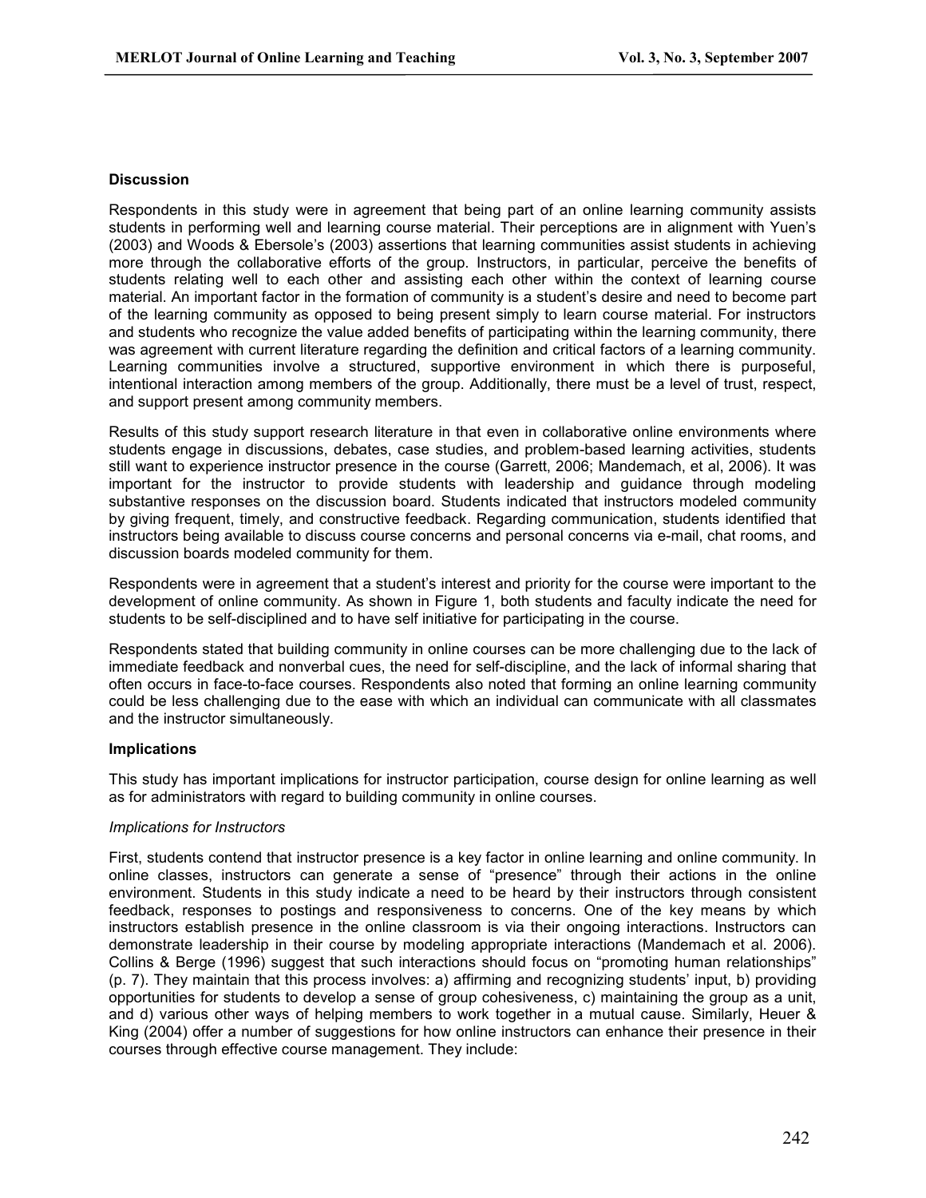## Discussion

Respondents in this study were in agreement that being part of an online learning community assists students in performing well and learning course material. Their perceptions are in alignment with Yuen's (2003) and Woods & Ebersole's (2003) assertions that learning communities assist students in achieving more through the collaborative efforts of the group. Instructors, in particular, perceive the benefits of students relating well to each other and assisting each other within the context of learning course material. An important factor in the formation of community is a student's desire and need to become part of the learning community as opposed to being present simply to learn course material. For instructors and students who recognize the value added benefits of participating within the learning community, there was agreement with current literature regarding the definition and critical factors of a learning community. Learning communities involve a structured, supportive environment in which there is purposeful, intentional interaction among members of the group. Additionally, there must be a level of trust, respect, and support present among community members.

Results of this study support research literature in that even in collaborative online environments where students engage in discussions, debates, case studies, and problem-based learning activities, students still want to experience instructor presence in the course (Garrett, 2006; Mandemach, et al, 2006). It was important for the instructor to provide students with leadership and guidance through modeling substantive responses on the discussion board. Students indicated that instructors modeled community by giving frequent, timely, and constructive feedback. Regarding communication, students identified that instructors being available to discuss course concerns and personal concerns via e-mail, chat rooms, and discussion boards modeled community for them.

Respondents were in agreement that a student's interest and priority for the course were important to the development of online community. As shown in Figure 1, both students and faculty indicate the need for students to be self-disciplined and to have self initiative for participating in the course.

Respondents stated that building community in online courses can be more challenging due to the lack of immediate feedback and nonverbal cues, the need for self-discipline, and the lack of informal sharing that often occurs in face-to-face courses. Respondents also noted that forming an online learning community could be less challenging due to the ease with which an individual can communicate with all classmates and the instructor simultaneously.

## Implications

This study has important implications for instructor participation, course design for online learning as well as for administrators with regard to building community in online courses.

### *Implications for Instructors*

First, students contend that instructor presence is a key factor in online learning and online community. In online classes, instructors can generate a sense of "presence" through their actions in the online environment. Students in this study indicate a need to be heard by their instructors through consistent feedback, responses to postings and responsiveness to concerns. One of the key means by which instructors establish presence in the online classroom is via their ongoing interactions. Instructors can demonstrate leadership in their course by modeling appropriate interactions (Mandemach et al. 2006). Collins & Berge (1996) suggest that such interactions should focus on "promoting human relationships" (p. 7). They maintain that this process involves: a) affirming and recognizing students' input, b) providing opportunities for students to develop a sense of group cohesiveness, c) maintaining the group as a unit, and d) various other ways of helping members to work together in a mutual cause. Similarly, Heuer & King (2004) offer a number of suggestions for how online instructors can enhance their presence in their courses through effective course management. They include: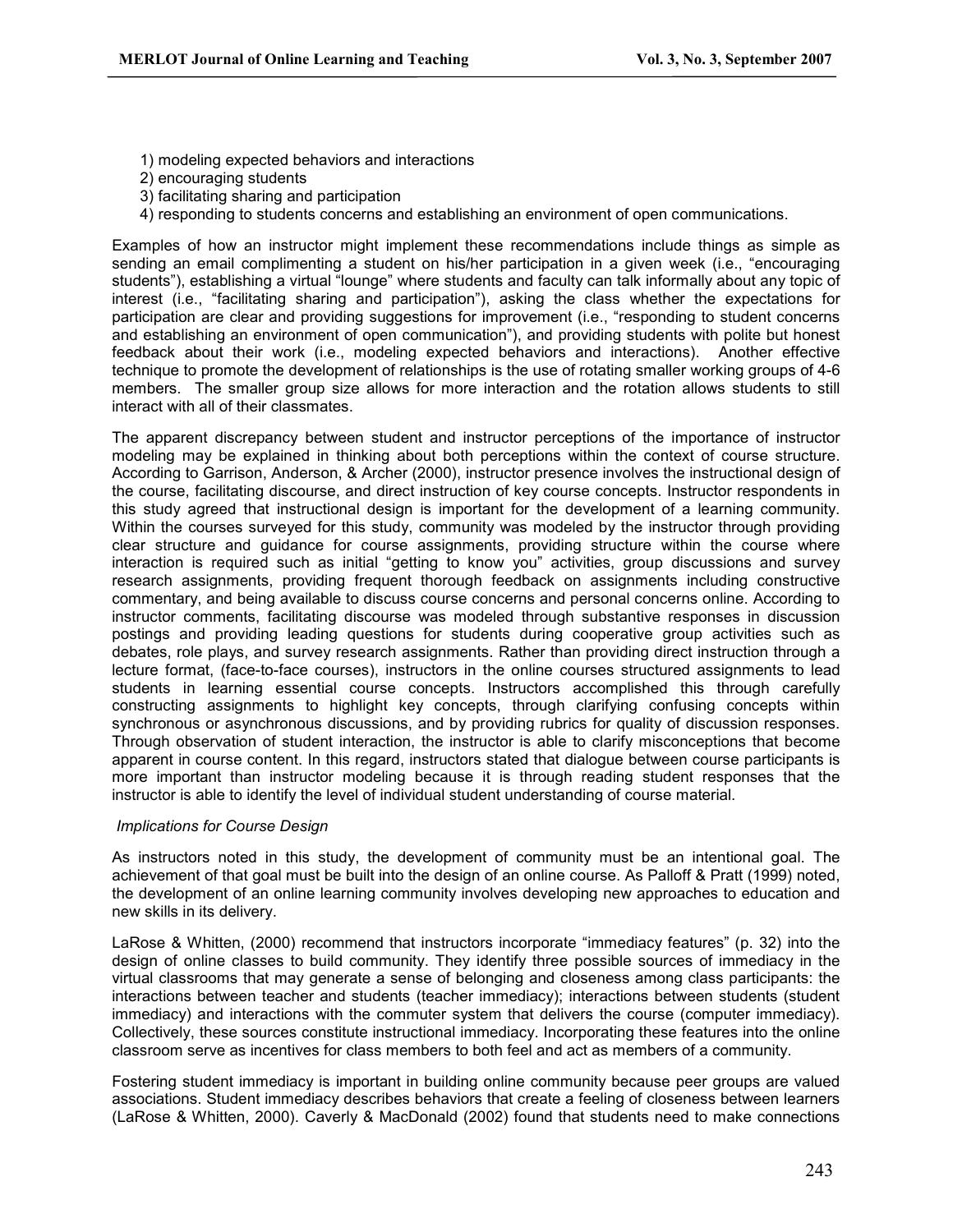1) modeling expected behaviors and interactions
2) encouraging students
3) facilitating sharing and participation
4) responding to students concerns and establishing an environment of open communications.

Examples of how an instructor might implement these recommendations include things as simple as sending an email complimenting a student on his/her participation in a given week (i.e., "encouraging students"), establishing a virtual "lounge" where students and faculty can talk informally about any topic of interest (i.e., "facilitating sharing and participation"), asking the class whether the expectations for participation are clear and providing suggestions for improvement (i.e., "responding to student concerns and establishing an environment of open communication"), and providing students with polite but honest feedback about their work (i.e., modeling expected behaviors and interactions). Another effective technique to promote the development of relationships is the use of rotating smaller working groups of 4-6 members. The smaller group size allows for more interaction and the rotation allows students to still interact with all of their classmates.

The apparent discrepancy between student and instructor perceptions of the importance of instructor modeling may be explained in thinking about both perceptions within the context of course structure. According to Garrison, Anderson, & Archer (2000), instructor presence involves the instructional design of the course, facilitating discourse, and direct instruction of key course concepts. Instructor respondents in this study agreed that instructional design is important for the development of a learning community. Within the courses surveyed for this study, community was modeled by the instructor through providing clear structure and guidance for course assignments, providing structure within the course where interaction is required such as initial "getting to know you" activities, group discussions and survey research assignments, providing frequent thorough feedback on assignments including constructive commentary, and being available to discuss course concerns and personal concerns online. According to instructor comments, facilitating discourse was modeled through substantive responses in discussion postings and providing leading questions for students during cooperative group activities such as debates, role plays, and survey research assignments. Rather than providing direct instruction through a lecture format, (face-to-face courses), instructors in the online courses structured assignments to lead students in learning essential course concepts. Instructors accomplished this through carefully constructing assignments to highlight key concepts, through clarifying confusing concepts within synchronous or asynchronous discussions, and by providing rubrics for quality of discussion responses. Through observation of student interaction, the instructor is able to clarify misconceptions that become apparent in course content. In this regard, instructors stated that dialogue between course participants is more important than instructor modeling because it is through reading student responses that the instructor is able to identify the level of individual student understanding of course material.

*Implications for Course Design*

As instructors noted in this study, the development of community must be an intentional goal. The achievement of that goal must be built into the design of an online course. As Palloff & Pratt (1999) noted, the development of an online learning community involves developing new approaches to education and new skills in its delivery.

LaRose & Whitten, (2000) recommend that instructors incorporate "immediacy features" (p. 32) into the design of online classes to build community. They identify three possible sources of immediacy in the virtual classrooms that may generate a sense of belonging and closeness among class participants: the interactions between teacher and students (teacher immediacy); interactions between students (student immediacy) and interactions with the commuter system that delivers the course (computer immediacy). Collectively, these sources constitute instructional immediacy. Incorporating these features into the online classroom serve as incentives for class members to both feel and act as members of a community.

Fostering student immediacy is important in building online community because peer groups are valued associations. Student immediacy describes behaviors that create a feeling of closeness between learners (LaRose & Whitten, 2000). Caverly & MacDonald (2002) found that students need to make connections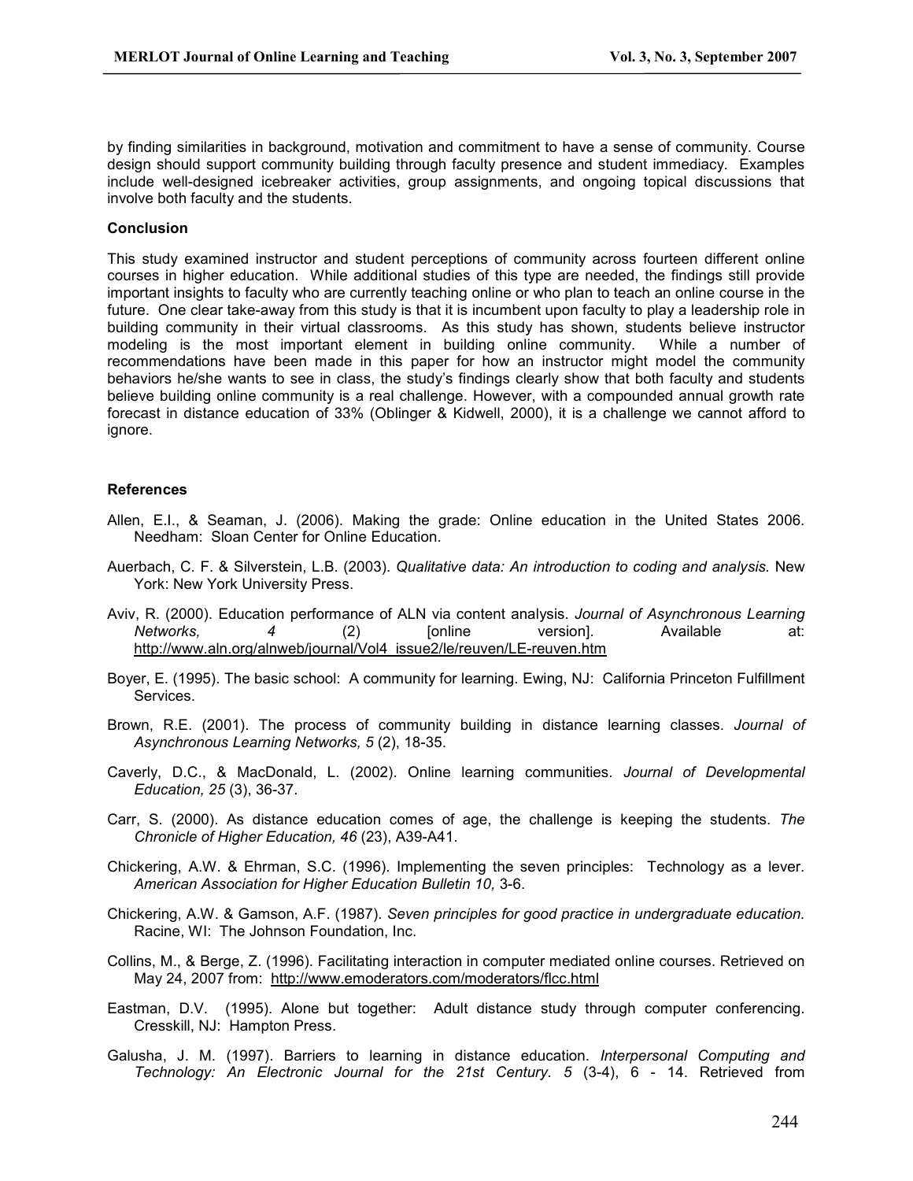by finding similarities in background, motivation and commitment to have a sense of community. Course design should support community building through faculty presence and student immediacy. Examples include well-designed icebreaker activities, group assignments, and ongoing topical discussions that involve both faculty and the students.

### Conclusion

This study examined instructor and student perceptions of community across fourteen different online courses in higher education. While additional studies of this type are needed, the findings still provide important insights to faculty who are currently teaching online or who plan to teach an online course in the future. One clear take-away from this study is that it is incumbent upon faculty to play a leadership role in building community in their virtual classrooms. As this study has shown, students believe instructor modeling is the most important element in building online community. While a number of recommendations have been made in this paper for how an instructor might model the community behaviors he/she wants to see in class, the study's findings clearly show that both faculty and students believe building online community is a real challenge. However, with a compounded annual growth rate forecast in distance education of 33% (Oblinger & Kidwell, 2000), it is a challenge we cannot afford to ignore.

### References

Allen, E.I., & Seaman, J. (2006). Making the grade: Online education in the United States 2006. Needham: Sloan Center for Online Education.

Auerbach, C. F. & Silverstein, L.B. (2003). *Qualitative data: An introduction to coding and analysis.* New York: New York University Press.

Aviv, R. (2000). Education performance of ALN via content analysis. *Journal of Asynchronous Learning Networks, 4* (2) [online version]. Available at: http://www.aln.org/alnweb/journal/Vol4_issue2/le/reuven/LE-reuven.htm

Boyer, E. (1995). The basic school: A community for learning. Ewing, NJ: California Princeton Fulfillment Services.

Brown, R.E. (2001). The process of community building in distance learning classes. *Journal of Asynchronous Learning Networks, 5* (2), 18-35.

Caverly, D.C., & MacDonald, L. (2002). Online learning communities. *Journal of Developmental Education, 25* (3), 36-37.

Carr, S. (2000). As distance education comes of age, the challenge is keeping the students. *The Chronicle of Higher Education, 46* (23), A39-A41.

Chickering, A.W. & Ehrman, S.C. (1996). Implementing the seven principles: Technology as a lever. *American Association for Higher Education Bulletin 10,* 3-6.

Chickering, A.W. & Gamson, A.F. (1987). *Seven principles for good practice in undergraduate education.* Racine, WI: The Johnson Foundation, Inc.

Collins, M., & Berge, Z. (1996). Facilitating interaction in computer mediated online courses. Retrieved on May 24, 2007 from: http://www.emoderators.com/moderators/flcc.html

Eastman, D.V. (1995). Alone but together: Adult distance study through computer conferencing. Cresskill, NJ: Hampton Press.

Galusha, J. M. (1997). Barriers to learning in distance education. *Interpersonal Computing and Technology: An Electronic Journal for the 21st Century. 5* (3-4), 6 - 14. Retrieved from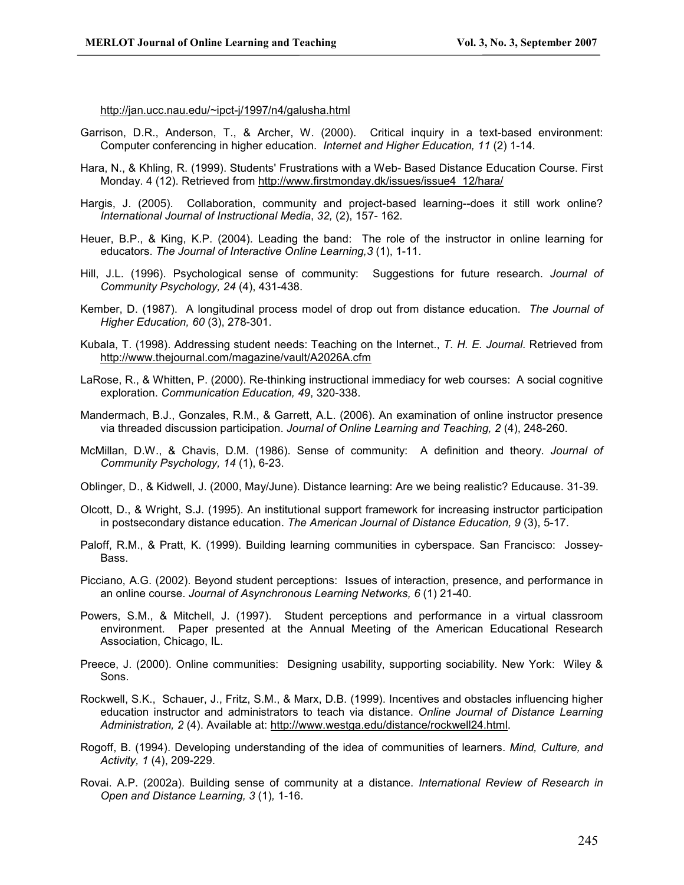http://jan.ucc.nau.edu/~ipct-j/1997/n4/galusha.html

Garrison, D.R., Anderson, T., & Archer, W. (2000). Critical inquiry in a text-based environment: Computer conferencing in higher education. *Internet and Higher Education, 11* (2) 1-14.

Hara, N., & Khling, R. (1999). Students' Frustrations with a Web- Based Distance Education Course. First Monday. 4 (12). Retrieved from http://www.firstmonday.dk/issues/issue4_12/hara/

Hargis, J. (2005). Collaboration, community and project-based learning--does it still work online? *International Journal of Instructional Media*, *32,* (2), 157- 162.

Heuer, B.P., & King, K.P. (2004). Leading the band: The role of the instructor in online learning for educators. *The Journal of Interactive Online Learning,3* (1), 1-11.

Hill, J.L. (1996). Psychological sense of community: Suggestions for future research. *Journal of Community Psychology, 24* (4), 431-438.

Kember, D. (1987). A longitudinal process model of drop out from distance education. *The Journal of Higher Education, 60* (3), 278-301.

Kubala, T. (1998). Addressing student needs: Teaching on the Internet., *T. H. E. Journal*. Retrieved from http://www.thejournal.com/magazine/vault/A2026A.cfm

LaRose, R., & Whitten, P. (2000). Re-thinking instructional immediacy for web courses: A social cognitive exploration. *Communication Education, 49*, 320-338.

Mandermach, B.J., Gonzales, R.M., & Garrett, A.L. (2006). An examination of online instructor presence via threaded discussion participation. *Journal of Online Learning and Teaching, 2* (4), 248-260.

McMillan, D.W., & Chavis, D.M. (1986). Sense of community: A definition and theory. *Journal of Community Psychology, 14* (1), 6-23.

Oblinger, D., & Kidwell, J. (2000, May/June). Distance learning: Are we being realistic? Educause. 31-39.

Olcott, D., & Wright, S.J. (1995). An institutional support framework for increasing instructor participation in postsecondary distance education. *The American Journal of Distance Education, 9* (3), 5-17.

Paloff, R.M., & Pratt, K. (1999). Building learning communities in cyberspace. San Francisco: Jossey-Bass.

Picciano, A.G. (2002). Beyond student perceptions: Issues of interaction, presence, and performance in an online course. *Journal of Asynchronous Learning Networks, 6* (1) 21-40.

Powers, S.M., & Mitchell, J. (1997). Student perceptions and performance in a virtual classroom environment. Paper presented at the Annual Meeting of the American Educational Research Association, Chicago, IL.

Preece, J. (2000). Online communities: Designing usability, supporting sociability. New York: Wiley & Sons.

Rockwell, S.K., Schauer, J., Fritz, S.M., & Marx, D.B. (1999). Incentives and obstacles influencing higher education instructor and administrators to teach via distance. *Online Journal of Distance Learning Administration, 2* (4). Available at: http://www.westga.edu/distance/rockwell24.html.

Rogoff, B. (1994). Developing understanding of the idea of communities of learners. *Mind, Culture, and Activity, 1* (4), 209-229.

Rovai. A.P. (2002a). Building sense of community at a distance. *International Review of Research in Open and Distance Learning, 3* (1)*,* 1-16.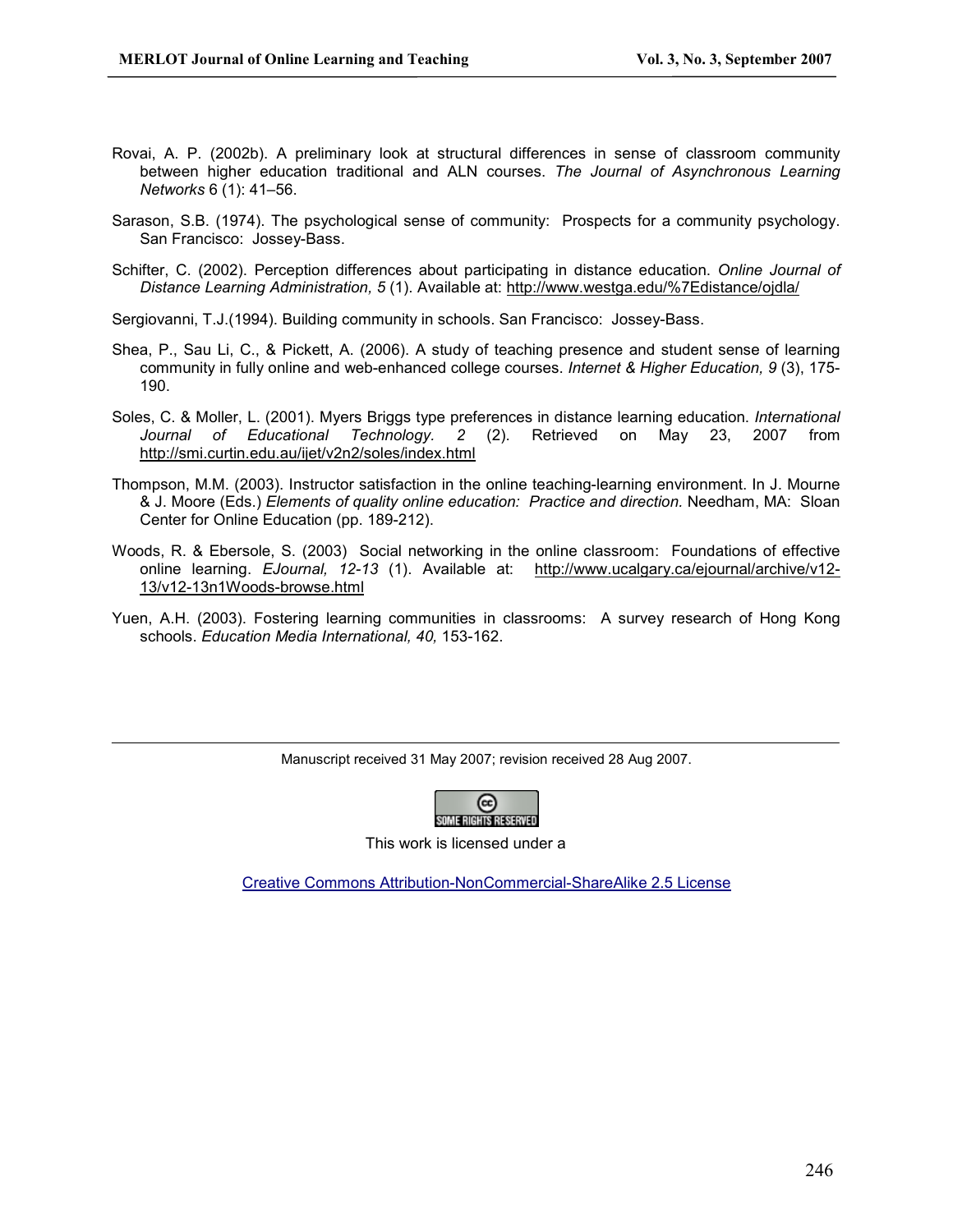Rovai, A. P. (2002b). A preliminary look at structural differences in sense of classroom community between higher education traditional and ALN courses. *The Journal of Asynchronous Learning Networks* 6 (1): 41–56.

Sarason, S.B. (1974). The psychological sense of community: Prospects for a community psychology. San Francisco: Jossey-Bass.

Schifter, C. (2002). Perception differences about participating in distance education. *Online Journal of Distance Learning Administration, 5* (1). Available at: http://www.westga.edu/%7Edistance/ojdla/

Sergiovanni, T.J.(1994). Building community in schools. San Francisco: Jossey-Bass.

Shea, P., Sau Li, C., & Pickett, A. (2006). A study of teaching presence and student sense of learning community in fully online and web-enhanced college courses. *Internet & Higher Education, 9* (3), 175-190.

Soles, C. & Moller, L. (2001). Myers Briggs type preferences in distance learning education. *International Journal of Educational Technology. 2* (2). Retrieved on May 23, 2007 from http://smi.curtin.edu.au/ijet/v2n2/soles/index.html

Thompson, M.M. (2003). Instructor satisfaction in the online teaching-learning environment. In J. Mourne & J. Moore (Eds.) *Elements of quality online education: Practice and direction.* Needham, MA: Sloan Center for Online Education (pp. 189-212).

Woods, R. & Ebersole, S. (2003) Social networking in the online classroom: Foundations of effective online learning. *EJournal, 12-13* (1). Available at: http://www.ucalgary.ca/ejournal/archive/v12-13/v12-13n1Woods-browse.html

Yuen, A.H. (2003). Fostering learning communities in classrooms: A survey research of Hong Kong schools. *Education Media International, 40,* 153-162.

---

Manuscript received 31 May 2007; revision received 28 Aug 2007.

SOME RIGHTS RESERVED

This work is licensed under a

Creative Commons Attribution-NonCommercial-ShareAlike 2.5 License